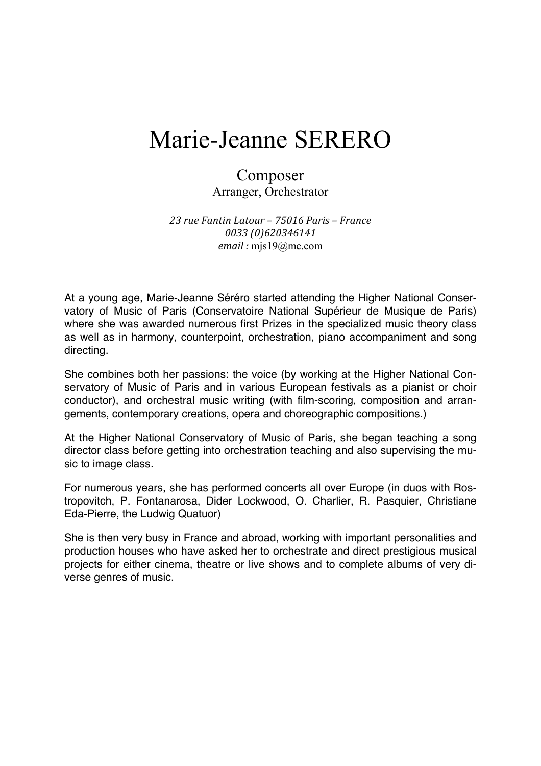# Marie-Jeanne SERERO

## Composer

Arranger, Orchestrator

*23 rue Fantin Latour – 75016 Paris – France*
*0033 (0)620346141*
*email :* mjs19@me.com

At a young age, Marie-Jeanne Séréro started attending the Higher National Conservatory of Music of Paris (Conservatoire National Supérieur de Musique de Paris) where she was awarded numerous first Prizes in the specialized music theory class as well as in harmony, counterpoint, orchestration, piano accompaniment and song directing.

She combines both her passions: the voice (by working at the Higher National Conservatory of Music of Paris and in various European festivals as a pianist or choir conductor), and orchestral music writing (with film-scoring, composition and arrangements, contemporary creations, opera and choreographic compositions.)

At the Higher National Conservatory of Music of Paris, she began teaching a song director class before getting into orchestration teaching and also supervising the music to image class.

For numerous years, she has performed concerts all over Europe (in duos with Rostropovitch, P. Fontanarosa, Dider Lockwood, O. Charlier, R. Pasquier, Christiane Eda-Pierre, the Ludwig Quatuor)

She is then very busy in France and abroad, working with important personalities and production houses who have asked her to orchestrate and direct prestigious musical projects for either cinema, theatre or live shows and to complete albums of very diverse genres of music.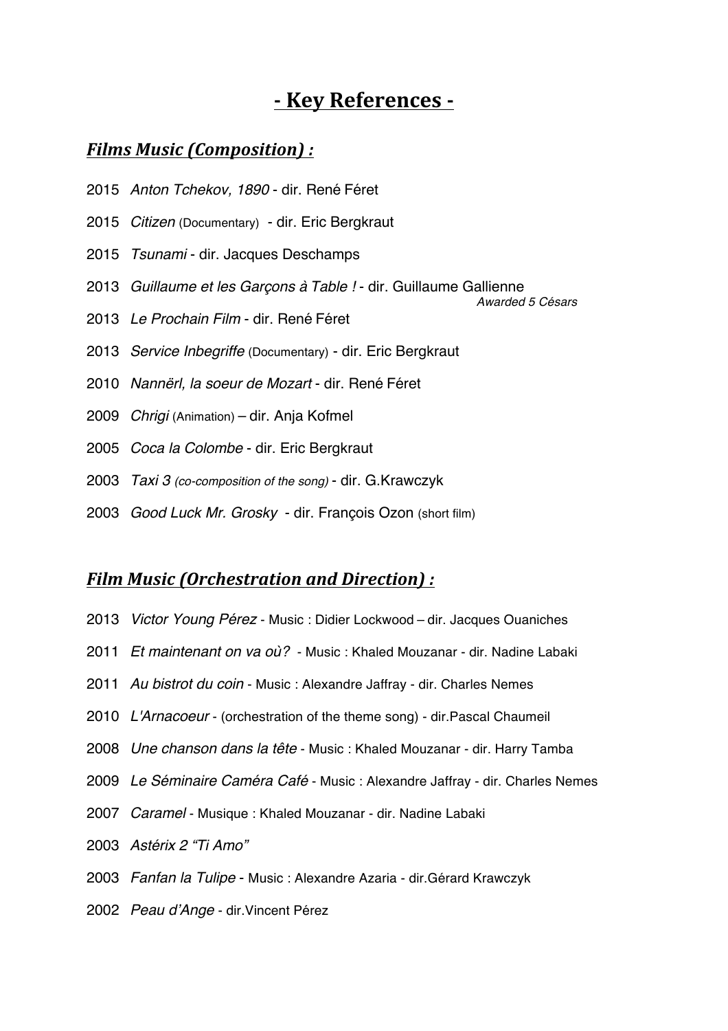# - Key References -

## *Films Music (Composition) :*

2015 *Anton Tchekov, 1890* - dir. René Féret

2015 *Citizen* (Documentary) - dir. Eric Bergkraut

2015 *Tsunami* - dir. Jacques Deschamps

2013 *Guillaume et les Garçons à Table !* - dir. Guillaume Gallienne *Awarded 5 Césars*

2013 *Le Prochain Film* - dir. René Féret

2013 *Service Inbegriffe* (Documentary) - dir. Eric Bergkraut

2010 *Nannërl, la soeur de Mozart* - dir. René Féret

2009 *Chrigi* (Animation) – dir. Anja Kofmel

2005 *Coca la Colombe* - dir. Eric Bergkraut

2003 *Taxi 3* *(co-composition of the song)* - dir. G.Krawczyk

2003 *Good Luck Mr. Grosky* - dir. François Ozon (short film)

## *Film Music (Orchestration and Direction) :*

2013 *Victor Young Pérez* - Music : Didier Lockwood – dir. Jacques Ouaniches

2011 *Et maintenant on va où?* - Music : Khaled Mouzanar - dir. Nadine Labaki

2011 *Au bistrot du coin* - Music : Alexandre Jaffray - dir. Charles Nemes

2010 *L'Arnacoeur* - (orchestration of the theme song) - dir.Pascal Chaumeil

2008 *Une chanson dans la tête* - Music : Khaled Mouzanar - dir. Harry Tamba

2009 *Le Séminaire Caméra Café* - Music : Alexandre Jaffray - dir. Charles Nemes

2007 *Caramel* - Musique : Khaled Mouzanar - dir. Nadine Labaki

2003 *Astérix 2 "Ti Amo"*

2003 *Fanfan la Tulipe* - Music : Alexandre Azaria - dir.Gérard Krawczyk

2002 *Peau d'Ange* - dir.Vincent Pérez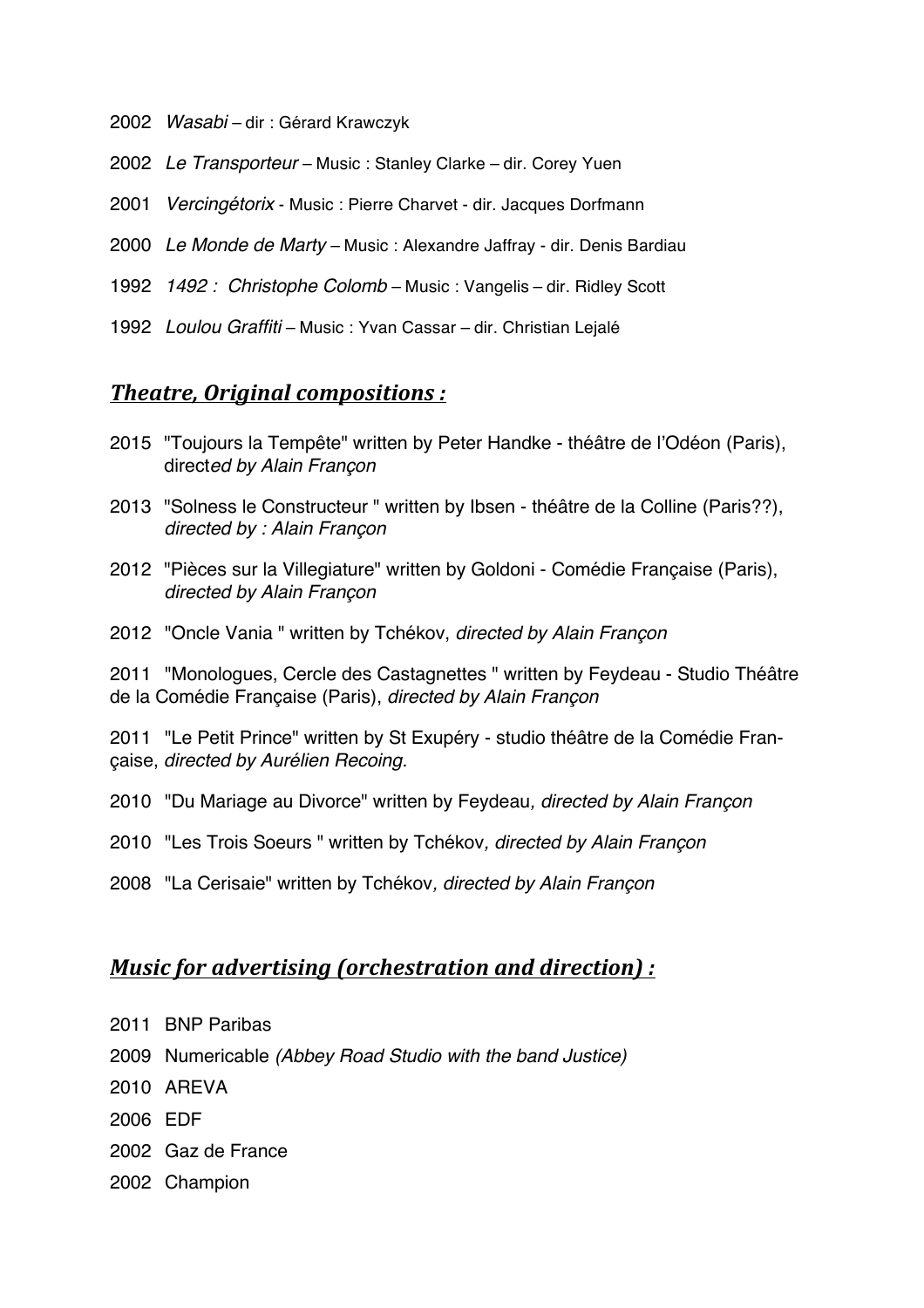2002 *Wasabi* – dir : Gérard Krawczyk

2002 *Le Transporteur* – Music : Stanley Clarke – dir. Corey Yuen

2001 *Vercingétorix* - Music : Pierre Charvet - dir. Jacques Dorfmann

2000 *Le Monde de Marty* – Music : Alexandre Jaffray - dir. Denis Bardiau

1992 *1492 : Christophe Colomb* – Music : Vangelis – dir. Ridley Scott

1992 *Loulou Graffiti* – Music : Yvan Cassar – dir. Christian Lejalé

## ***Theatre, Original compositions :***

2015 "Toujours la Tempête" written by Peter Handke - théâtre de l'Odéon (Paris), direct*ed by Alain Françon*

2013 "Solness le Constructeur " written by Ibsen - théâtre de la Colline (Paris??), *directed by : Alain Françon*

2012 "Pièces sur la Villegiature" written by Goldoni - Comédie Française (Paris), *directed by Alain Françon*

2012 "Oncle Vania " written by Tchékov, *directed by Alain Françon*

2011 "Monologues, Cercle des Castagnettes " written by Feydeau - Studio Théâtre de la Comédie Française (Paris), *directed by Alain Françon*

2011 "Le Petit Prince" written by St Exupéry - studio théâtre de la Comédie Française, *directed by Aurélien Recoing.*

2010 "Du Mariage au Divorce" written by Feydeau*, directed by Alain Françon*

2010 "Les Trois Soeurs " written by Tchékov*, directed by Alain Françon*

2008 "La Cerisaie" written by Tchékov*, directed by Alain Françon*

## ***Music for advertising (orchestration and direction) :***

2011 BNP Paribas

2009 Numericable *(Abbey Road Studio with the band Justice)*

2010 AREVA

2006 EDF

2002 Gaz de France

2002 Champion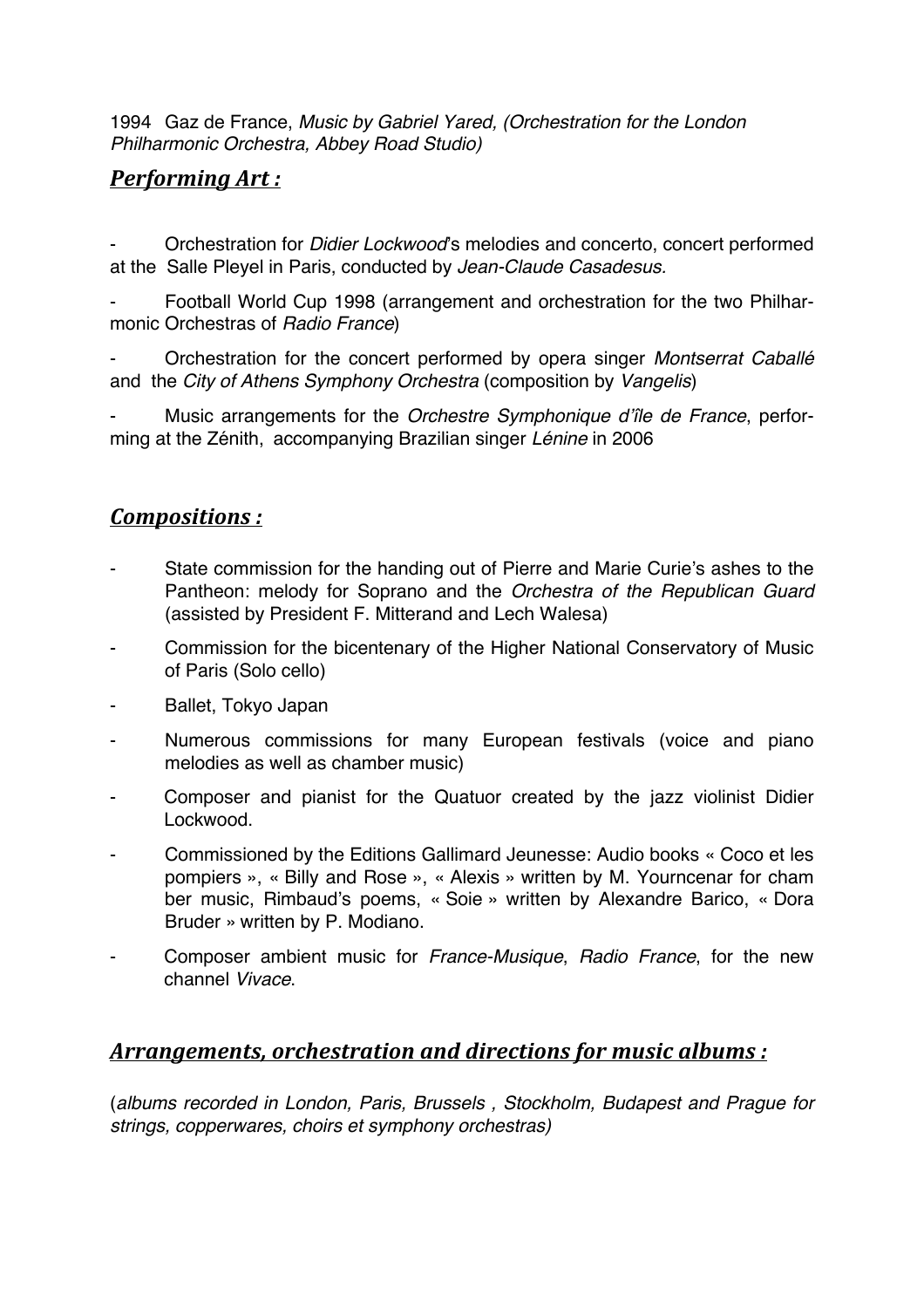1994 Gaz de France, *Music by Gabriel Yared, (Orchestration for the London Philharmonic Orchestra, Abbey Road Studio)*

## ***Performing Art :***

- Orchestration for *Didier Lockwood*'s melodies and concerto, concert performed at the Salle Pleyel in Paris, conducted by *Jean-Claude Casadesus.*
- Football World Cup 1998 (arrangement and orchestration for the two Philharmonic Orchestras of *Radio France*)
- Orchestration for the concert performed by opera singer *Montserrat Caballé* and the *City of Athens Symphony Orchestra* (composition by *Vangelis*)
- Music arrangements for the *Orchestre Symphonique d'île de France*, performing at the Zénith, accompanying Brazilian singer *Lénine* in 2006

## ***Compositions :***

- State commission for the handing out of Pierre and Marie Curie's ashes to the Pantheon: melody for Soprano and the *Orchestra of the Republican Guard* (assisted by President F. Mitterand and Lech Walesa)
- Commission for the bicentenary of the Higher National Conservatory of Music of Paris (Solo cello)
- Ballet, Tokyo Japan
- Numerous commissions for many European festivals (voice and piano melodies as well as chamber music)
- Composer and pianist for the Quatuor created by the jazz violinist Didier Lockwood.
- Commissioned by the Editions Gallimard Jeunesse: Audio books « Coco et les pompiers », « Billy and Rose », « Alexis » written by M. Yourncenar for cham ber music, Rimbaud's poems, « Soie » written by Alexandre Barico, « Dora Bruder » written by P. Modiano.
- Composer ambient music for *France-Musique*, *Radio France*, for the new channel *Vivace*.

## ***Arrangements, orchestration and directions for music albums :***

(*albums recorded in London, Paris, Brussels , Stockholm, Budapest and Prague for strings, copperwares, choirs et symphony orchestras)*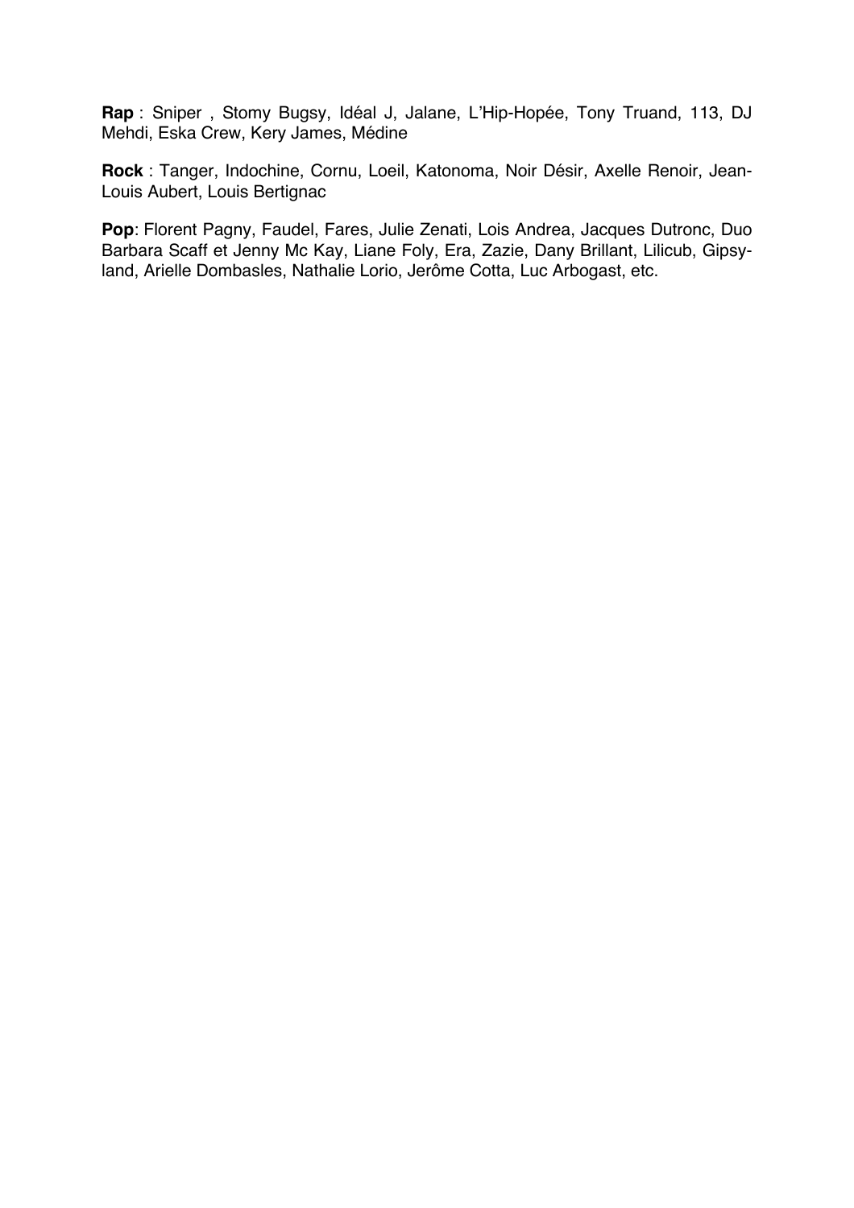**Rap** : Sniper , Stomy Bugsy, Idéal J, Jalane, L'Hip-Hopée, Tony Truand, 113, DJ Mehdi, Eska Crew, Kery James, Médine

**Rock** : Tanger, Indochine, Cornu, Loeil, Katonoma, Noir Désir, Axelle Renoir, Jean-Louis Aubert, Louis Bertignac

**Pop**: Florent Pagny, Faudel, Fares, Julie Zenati, Lois Andrea, Jacques Dutronc, Duo Barbara Scaff et Jenny Mc Kay, Liane Foly, Era, Zazie, Dany Brillant, Lilicub, Gipsy-land, Arielle Dombasles, Nathalie Lorio, Jerôme Cotta, Luc Arbogast, etc.